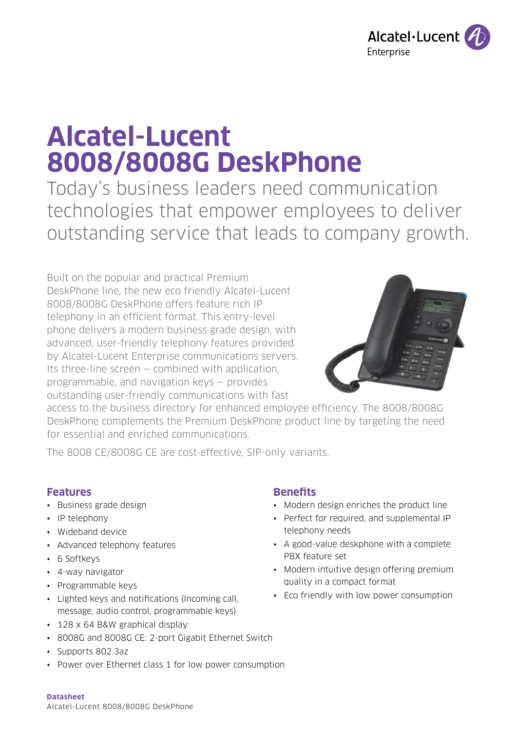Alcatel·Lucent Enterprise

# Alcatel-Lucent 8008/8008G DeskPhone

Today's business leaders need communication technologies that empower employees to deliver outstanding service that leads to company growth.

Built on the popular and practical Premium DeskPhone line, the new eco friendly Alcatel-Lucent 8008/8008G DeskPhone offers feature rich IP telephony in an efficient format. This entry-level phone delivers a modern business grade design, with advanced, user-friendly telephony features provided by Alcatel-Lucent Enterprise communications servers. Its three-line screen – combined with application, programmable, and navigation keys – provides outstanding user-friendly communications with fast access to the business directory for enhanced employee efficiency. The 8008/8008G DeskPhone complements the Premium DeskPhone product line by targeting the need for essential and enriched communications.

The 8008 CE/8008G CE are cost-effective, SIP-only variants.

## Features

- Business grade design
- IP telephony
- Wideband device
- Advanced telephony features
- 6 Softkeys
- 4-way navigator
- Programmable keys
- Lighted keys and notifications (Incoming call, message, audio control, programmable keys)
- 128 x 64 B&W graphical display
- 8008G and 8008G CE: 2-port Gigabit Ethernet Switch
- Supports 802.3az
- Power over Ethernet class 1 for low power consumption

## Benefits

- Modern design enriches the product line
- Perfect for required, and supplemental IP telephony needs
- A good-value deskphone with a complete PBX feature set
- Modern intuitive design offering premium quality in a compact format
- Eco friendly with low power consumption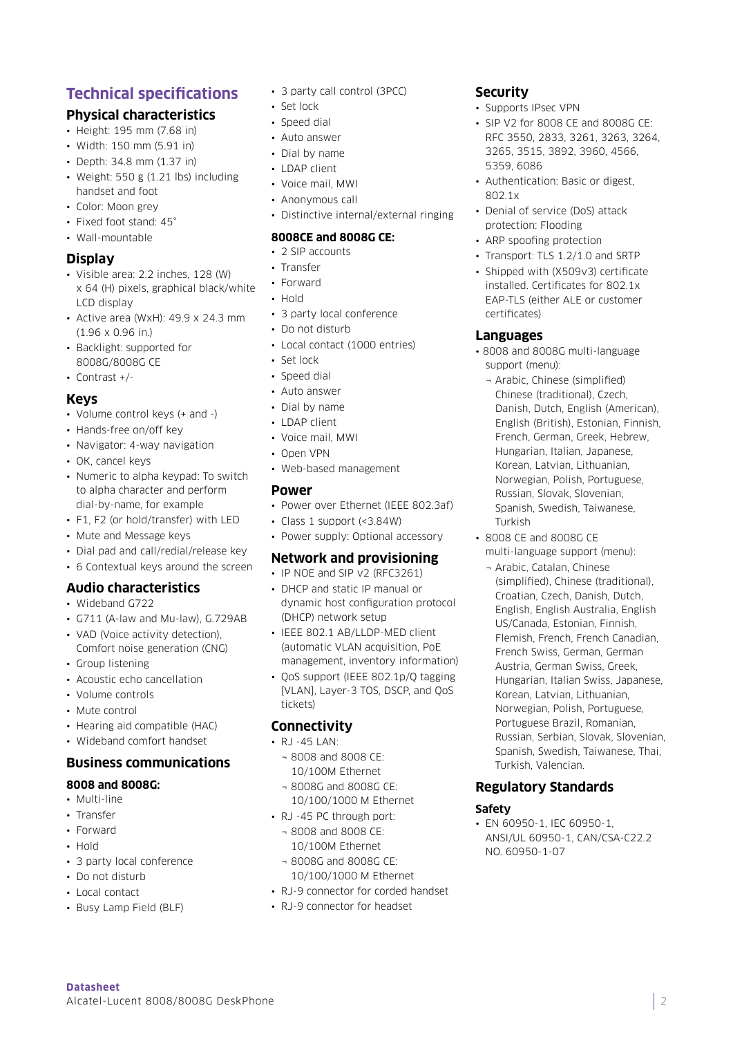# Technical specifications

## Physical characteristics

- Height: 195 mm (7.68 in)
- Width: 150 mm (5.91 in)
- Depth: 34.8 mm (1.37 in)
- Weight: 550 g (1.21 lbs) including handset and foot
- Color: Moon grey
- Fixed foot stand: 45°
- Wall-mountable

## Display

- Visible area: 2.2 inches, 128 (W) x 64 (H) pixels, graphical black/white LCD display
- Active area (WxH): 49.9 x 24.3 mm (1.96 x 0.96 in.)
- Backlight: supported for 8008G/8008G CE
- Contrast +/-

## Keys

- Volume control keys (+ and -)
- Hands-free on/off key
- Navigator: 4-way navigation
- OK, cancel keys
- Numeric to alpha keypad: To switch to alpha character and perform dial-by-name, for example
- F1, F2 (or hold/transfer) with LED
- Mute and Message keys
- Dial pad and call/redial/release key
- 6 Contextual keys around the screen

## Audio characteristics

- Wideband G722
- G711 (A-law and Mu-law), G.729AB
- VAD (Voice activity detection), Comfort noise generation (CNG)
- Group listening
- Acoustic echo cancellation
- Volume controls
- Mute control
- Hearing aid compatible (HAC)
- Wideband comfort handset

## Business communications

### 8008 and 8008G:

- Multi-line
- Transfer
- Forward
- Hold
- 3 party local conference
- Do not disturb
- Local contact
- Busy Lamp Field (BLF)
- 3 party call control (3PCC)
- Set lock
- Speed dial
- Auto answer
- Dial by name
- LDAP client
- Voice mail, MWI
- Anonymous call
- Distinctive internal/external ringing

### 8008CE and 8008G CE:

- 2 SIP accounts
- Transfer
- Forward
- Hold
- 3 party local conference
- Do not disturb
- Local contact (1000 entries)
- Set lock
- Speed dial
- Auto answer
- Dial by name
- LDAP client
- Voice mail, MWI
- Open VPN
- Web-based management

## Power

- Power over Ethernet (IEEE 802.3af)
- Class 1 support (<3.84W)
- Power supply: Optional accessory

## Network and provisioning

- IP NOE and SIP v2 (RFC3261)
- DHCP and static IP manual or dynamic host configuration protocol (DHCP) network setup
- IEEE 802.1 AB/LLDP-MED client (automatic VLAN acquisition, PoE management, inventory information)
- QoS support (IEEE 802.1p/Q tagging [VLAN], Layer-3 TOS, DSCP, and QoS tickets)

## Connectivity

- RJ -45 LAN:
  - 8008 and 8008 CE: 10/100M Ethernet
  - 8008G and 8008G CE: 10/100/1000 M Ethernet
- RJ -45 PC through port:
  - 8008 and 8008 CE: 10/100M Ethernet
  - 8008G and 8008G CE: 10/100/1000 M Ethernet
- RJ-9 connector for corded handset
- RJ-9 connector for headset

## Security

- Supports IPsec VPN
- SIP V2 for 8008 CE and 8008G CE: RFC 3550, 2833, 3261, 3263, 3264, 3265, 3515, 3892, 3960, 4566, 5359, 6086
- Authentication: Basic or digest, 802.1x
- Denial of service (DoS) attack protection: Flooding
- ARP spoofing protection
- Transport: TLS 1.2/1.0 and SRTP
- Shipped with (X509v3) certificate installed. Certificates for 802.1x EAP-TLS (either ALE or customer certificates)

## Languages

- 8008 and 8008G multi-language support (menu):
  - Arabic, Chinese (simplified) Chinese (traditional), Czech, Danish, Dutch, English (American), English (British), Estonian, Finnish, French, German, Greek, Hebrew, Hungarian, Italian, Japanese, Korean, Latvian, Lithuanian, Norwegian, Polish, Portuguese, Russian, Slovak, Slovenian, Spanish, Swedish, Taiwanese, Turkish
- 8008 CE and 8008G CE multi-language support (menu):
  - Arabic, Catalan, Chinese (simplified), Chinese (traditional), Croatian, Czech, Danish, Dutch, English, English Australia, English US/Canada, Estonian, Finnish, Flemish, French, French Canadian, French Swiss, German, German Austria, German Swiss, Greek, Hungarian, Italian Swiss, Japanese, Korean, Latvian, Lithuanian, Norwegian, Polish, Portuguese, Portuguese Brazil, Romanian, Russian, Serbian, Slovak, Slovenian, Spanish, Swedish, Taiwanese, Thai, Turkish, Valencian.

## Regulatory Standards

### Safety

- EN 60950-1, IEC 60950-1, ANSI/UL 60950-1, CAN/CSA-C22.2 NO. 60950-1-07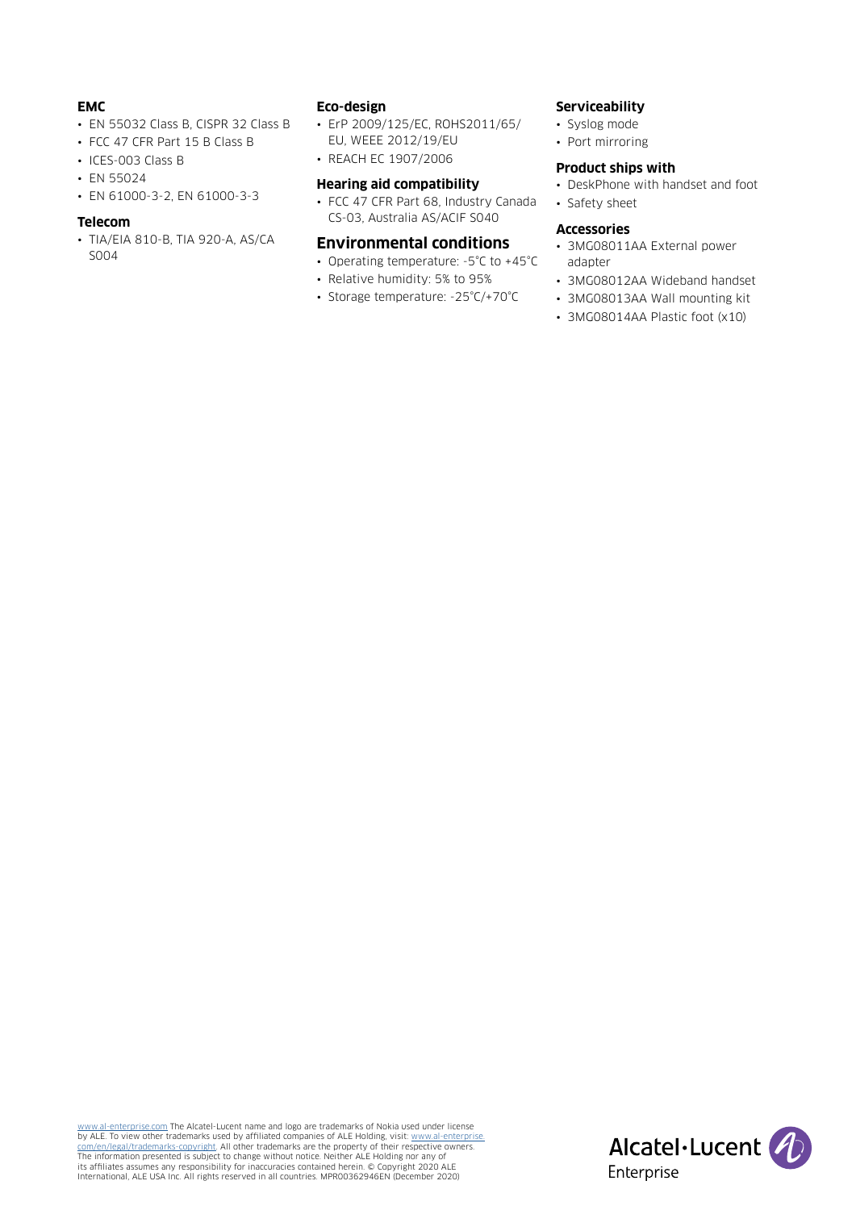### EMC

- EN 55032 Class B, CISPR 32 Class B
- FCC 47 CFR Part 15 B Class B
- ICES-003 Class B
- EN 55024
- EN 61000-3-2, EN 61000-3-3

### Telecom

- TIA/EIA 810-B, TIA 920-A, AS/CA S004

### Eco-design

- ErP 2009/125/EC, ROHS2011/65/EU, WEEE 2012/19/EU
- REACH EC 1907/2006

### Hearing aid compatibility

- FCC 47 CFR Part 68, Industry Canada CS-03, Australia AS/ACIF S040

## Environmental conditions

- Operating temperature: -5°C to +45°C
- Relative humidity: 5% to 95%
- Storage temperature: -25°C/+70°C

### Serviceability

- Syslog mode
- Port mirroring

### Product ships with

- DeskPhone with handset and foot
- Safety sheet

### Accessories

- 3MG08011AA External power adapter
- 3MG08012AA Wideband handset
- 3MG08013AA Wall mounting kit
- 3MG08014AA Plastic foot (x10)

www.al-enterprise.com The Alcatel-Lucent name and logo are trademarks of Nokia used under license by ALE. To view other trademarks used by affiliated companies of ALE Holding, visit: www.al-enterprise.com/en/legal/trademarks-copyright. All other trademarks are the property of their respective owners. The information presented is subject to change without notice. Neither ALE Holding nor any of its affiliates assumes any responsibility for inaccuracies contained herein. © Copyright 2020 ALE International, ALE USA Inc. All rights reserved in all countries. MPR00362946EN (December 2020)

Alcatel·Lucent Enterprise